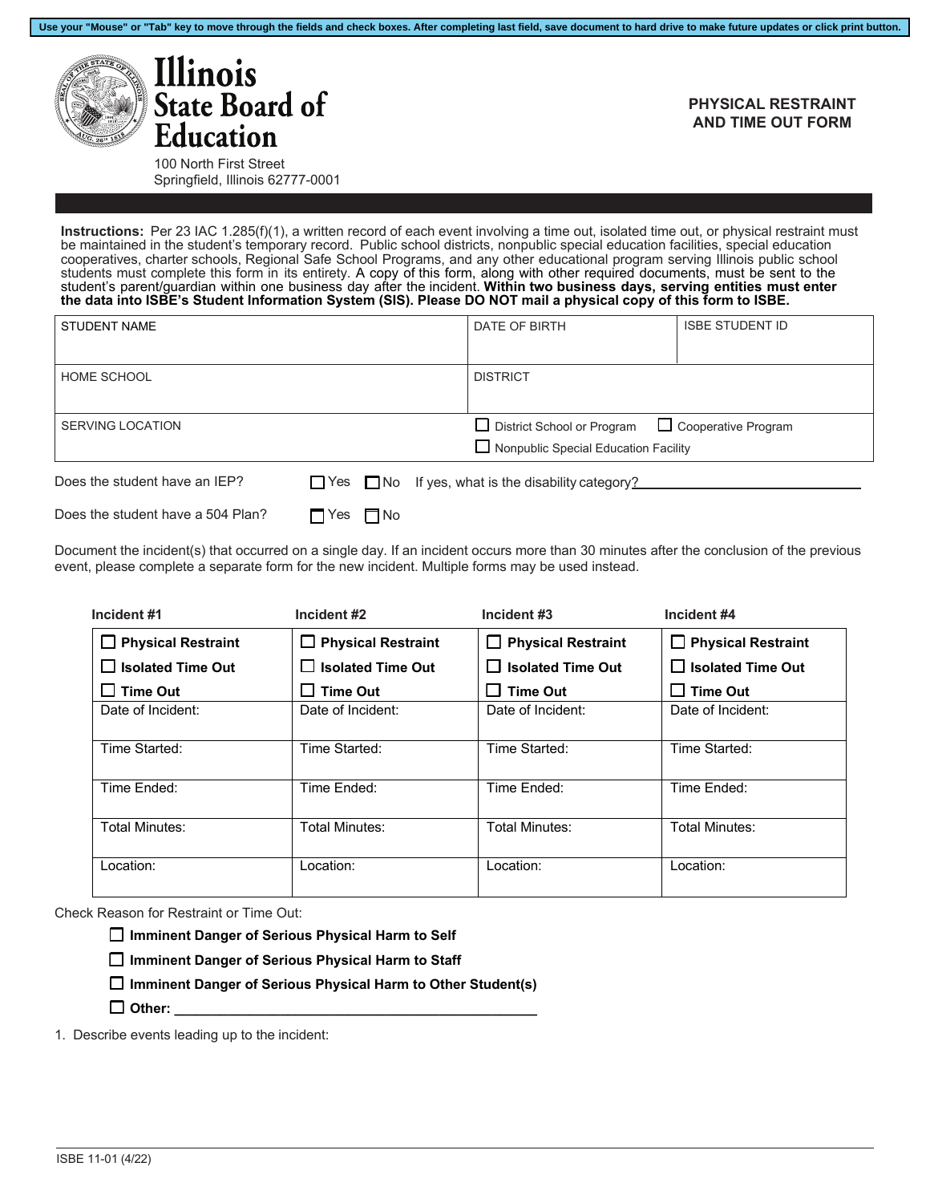Use your "Mouse" or "Tab" key to move through the fields and check boxes. After completing last field, save document to hard drive to make future updates or click print button.

# Illinois State Board of Education

100 North First Street
Springfield, Illinois 62777-0001

## PHYSICAL RESTRAINT AND TIME OUT FORM

**Instructions:** Per 23 IAC 1.285(f)(1), a written record of each event involving a time out, isolated time out, or physical restraint must be maintained in the student's temporary record. Public school districts, nonpublic special education facilities, special education cooperatives, charter schools, Regional Safe School Programs, and any other educational program serving Illinois public school students must complete this form in its entirety. A copy of this form, along with other required documents, must be sent to the student's parent/guardian within one business day after the incident. **Within two business days, serving entities must enter the data into ISBE's Student Information System (SIS). Please DO NOT mail a physical copy of this form to ISBE.**

| STUDENT NAME | DATE OF BIRTH | ISBE STUDENT ID |
|---|---|---|
| HOME SCHOOL | DISTRICT | |
| SERVING LOCATION | ☐ District School or Program ☐ Cooperative Program ☐ Nonpublic Special Education Facility | |

Does the student have an IEP? ☐ Yes ☐ No If yes, what is the disability category?______________________________

Does the student have a 504 Plan? ☐ Yes ☐ No

Document the incident(s) that occurred on a single day. If an incident occurs more than 30 minutes after the conclusion of the previous event, please complete a separate form for the new incident. Multiple forms may be used instead.

| Incident #1 | Incident #2 | Incident #3 | Incident #4 |
|---|---|---|---|
| ☐ **Physical Restraint** ☐ **Isolated Time Out** ☐ **Time Out** | ☐ **Physical Restraint** ☐ **Isolated Time Out** ☐ **Time Out** | ☐ **Physical Restraint** ☐ **Isolated Time Out** ☐ **Time Out** | ☐ **Physical Restraint** ☐ **Isolated Time Out** ☐ **Time Out** |
| Date of Incident: | Date of Incident: | Date of Incident: | Date of Incident: |
| Time Started: | Time Started: | Time Started: | Time Started: |
| Time Ended: | Time Ended: | Time Ended: | Time Ended: |
| Total Minutes: | Total Minutes: | Total Minutes: | Total Minutes: |
| Location: | Location: | Location: | Location: |

Check Reason for Restraint or Time Out:

- ☐ **Imminent Danger of Serious Physical Harm to Self**
- ☐ **Imminent Danger of Serious Physical Harm to Staff**
- ☐ **Imminent Danger of Serious Physical Harm to Other Student(s)**
- ☐ **Other: ______________________________________________**

1. Describe events leading up to the incident:

ISBE 11-01 (4/22)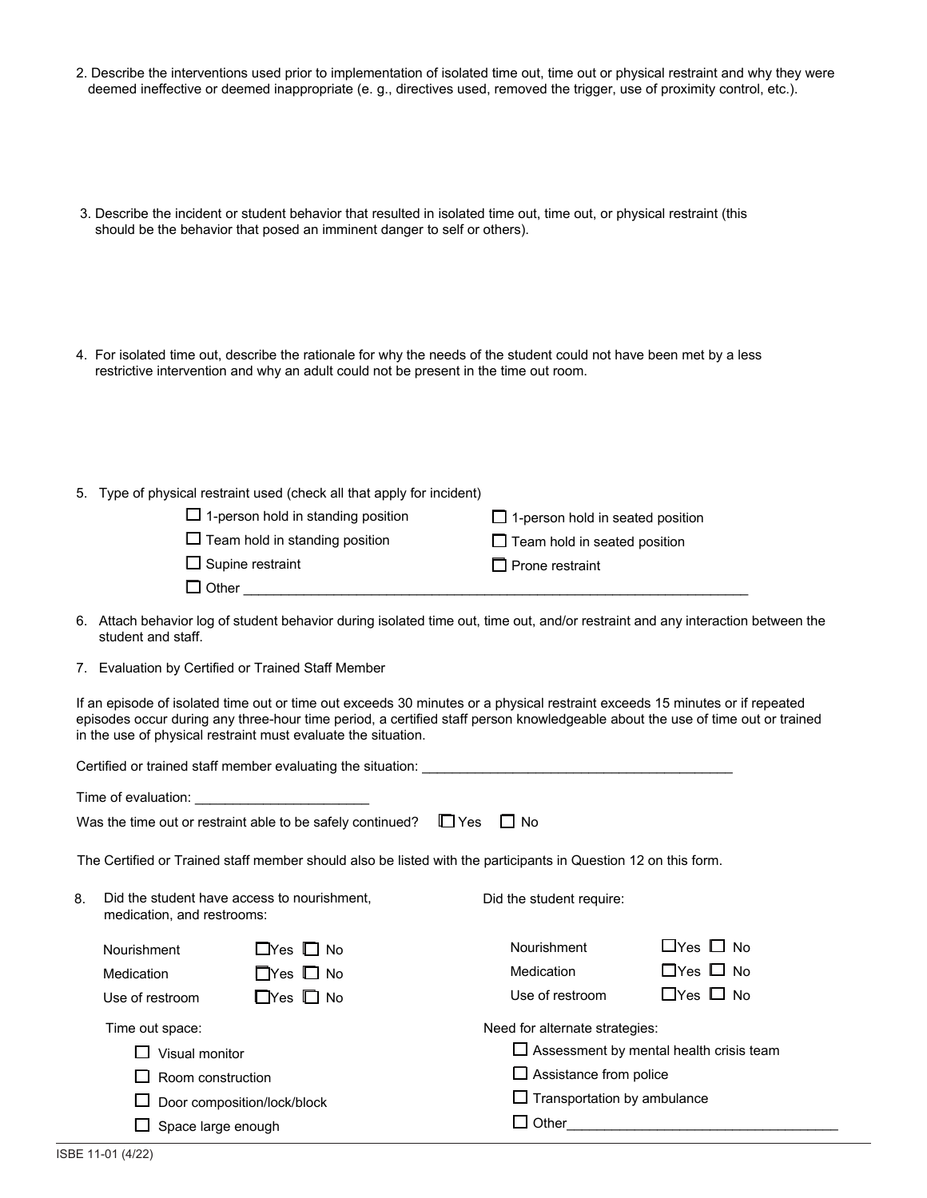2. Describe the interventions used prior to implementation of isolated time out, time out or physical restraint and why they were deemed ineffective or deemed inappropriate (e. g., directives used, removed the trigger, use of proximity control, etc.).

3. Describe the incident or student behavior that resulted in isolated time out, time out, or physical restraint (this should be the behavior that posed an imminent danger to self or others).

4. For isolated time out, describe the rationale for why the needs of the student could not have been met by a less restrictive intervention and why an adult could not be present in the time out room.

5. Type of physical restraint used (check all that apply for incident)

☐ 1-person hold in standing position ☐ 1-person hold in seated position
☐ Team hold in standing position ☐ Team hold in seated position
☐ Supine restraint ☐ Prone restraint
☐ Other ______________________________________________________________________

6. Attach behavior log of student behavior during isolated time out, time out, and/or restraint and any interaction between the student and staff.

7. Evaluation by Certified or Trained Staff Member

If an episode of isolated time out or time out exceeds 30 minutes or a physical restraint exceeds 15 minutes or if repeated episodes occur during any three-hour time period, a certified staff person knowledgeable about the use of time out or trained in the use of physical restraint must evaluate the situation.

Certified or trained staff member evaluating the situation: ___________________________________________

Time of evaluation: _______________________

Was the time out or restraint able to be safely continued? ☐ Yes ☐ No

The Certified or Trained staff member should also be listed with the participants in Question 12 on this form.

8. Did the student have access to nourishment, medication, and restrooms:

Nourishment ☐ Yes ☐ No
Medication ☐ Yes ☐ No
Use of restroom ☐ Yes ☐ No

Did the student require:

Nourishment ☐ Yes ☐ No
Medication ☐ Yes ☐ No
Use of restroom ☐ Yes ☐ No

Time out space:

☐ Visual monitor
☐ Room construction
☐ Door composition/lock/block
☐ Space large enough

Need for alternate strategies:

☐ Assessment by mental health crisis team
☐ Assistance from police
☐ Transportation by ambulance
☐ Other____________________________________

ISBE 11-01 (4/22)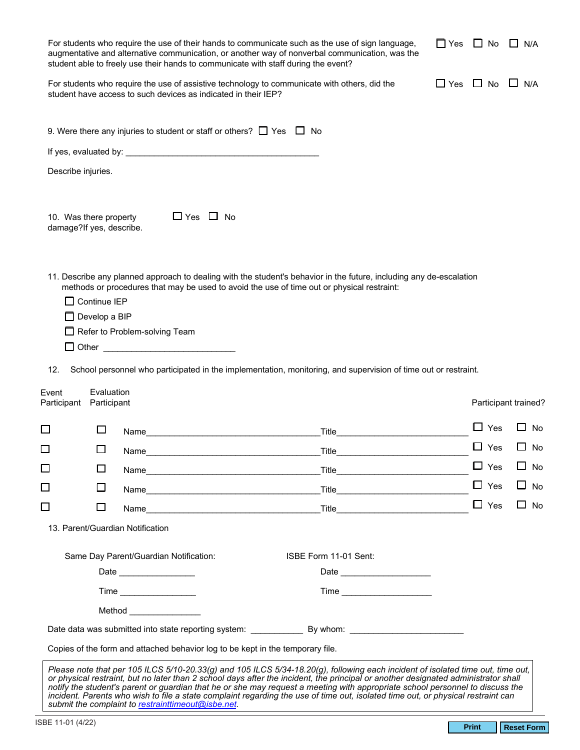For students who require the use of their hands to communicate such as the use of sign language, augmentative and alternative communication, or another way of nonverbal communication, was the student able to freely use their hands to communicate with staff during the event? ☐ Yes ☐ No ☐ N/A

For students who require the use of assistive technology to communicate with others, did the student have access to such devices as indicated in their IEP? ☐ Yes ☐ No ☐ N/A

9. Were there any injuries to student or staff or others? ☐ Yes ☐ No

If yes, evaluated by: ________________________________________

Describe injuries.

10. Was there property damage?If yes, describe. ☐ Yes ☐ No

11. Describe any planned approach to dealing with the student's behavior in the future, including any de-escalation methods or procedures that may be used to avoid the use of time out or physical restraint:

- ☐ Continue IEP
- ☐ Develop a BIP
- ☐ Refer to Problem-solving Team
- ☐ Other ___________________________

12. School personnel who participated in the implementation, monitoring, and supervision of time out or restraint.

| Event Participant | Evaluation Participant | Name | Title | Participant trained? |
|---|---|---|---|---|
| ☐ | ☐ | Name________________________ | Title____________________ | ☐ Yes ☐ No |
| ☐ | ☐ | Name________________________ | Title____________________ | ☐ Yes ☐ No |
| ☐ | ☐ | Name________________________ | Title____________________ | ☐ Yes ☐ No |
| ☐ | ☐ | Name________________________ | Title____________________ | ☐ Yes ☐ No |
| ☐ | ☐ | Name________________________ | Title____________________ | ☐ Yes ☐ No |

13. Parent/Guardian Notification

Same Day Parent/Guardian Notification:

Date _______________

Time _______________

Method _______________

ISBE Form 11-01 Sent:

Date ___________________

Time ___________________

Date data was submitted into state reporting system: ___________ By whom: ________________________

Copies of the form and attached behavior log to be kept in the temporary file.

*Please note that per 105 ILCS 5/10-20.33(g) and 105 ILCS 5/34-18.20(g), following each incident of isolated time out, time out, or physical restraint, but no later than 2 school days after the incident, the principal or another designated administrator shall notify the student's parent or guardian that he or she may request a meeting with appropriate school personnel to discuss the incident. Parents who wish to file a state complaint regarding the use of time out, isolated time out, or physical restraint can submit the complaint to restrainttimeout@isbe.net.*

ISBE 11-01 (4/22)